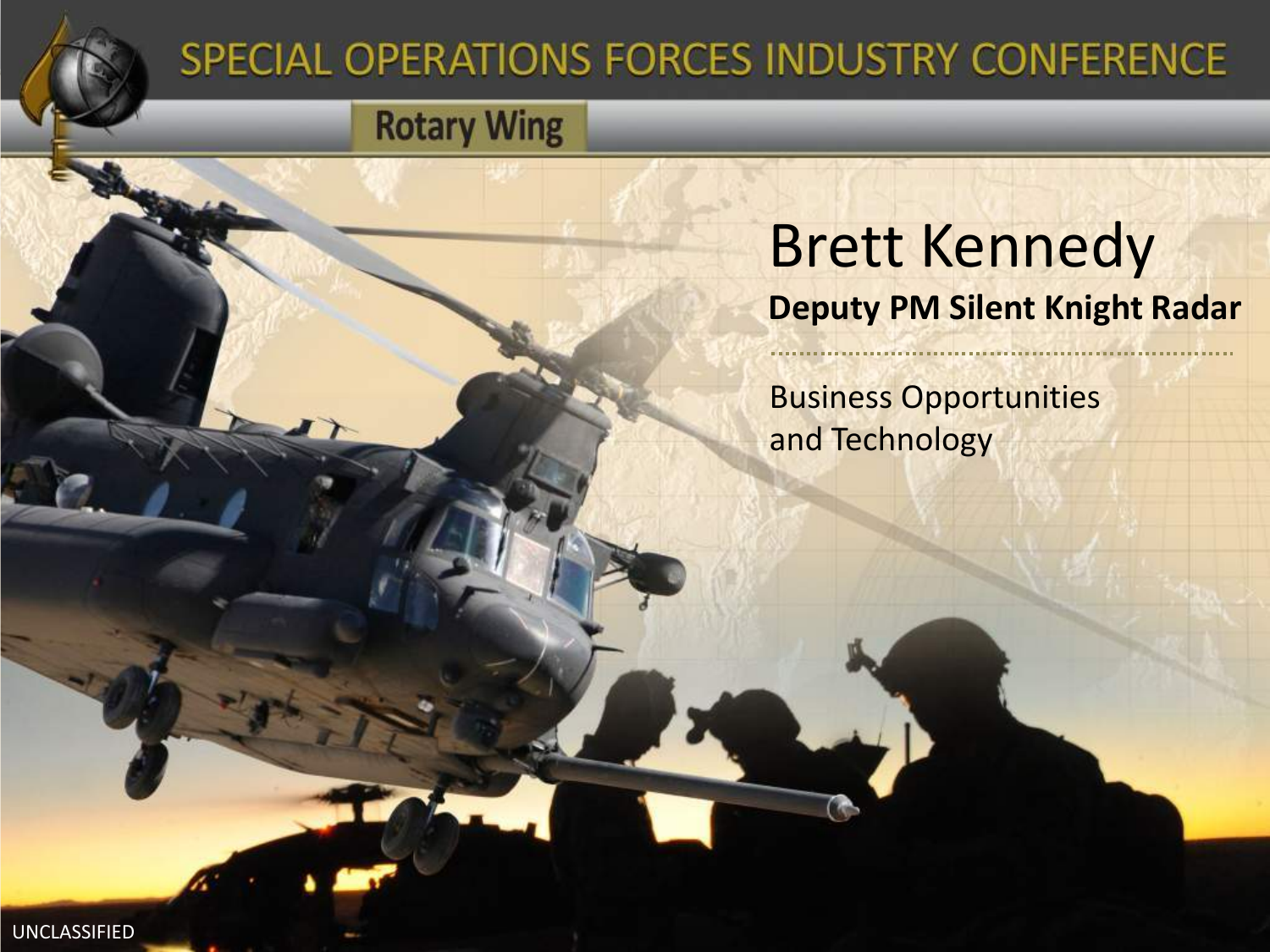# SPECIAL OPERATIONS FORCES INDUSTRY CONFERENCE

## Rotary Wing

# Brett Kennedy

**Deputy PM Silent Knight Radar**

Business Opportunities and Technology

UNCLASSIFIED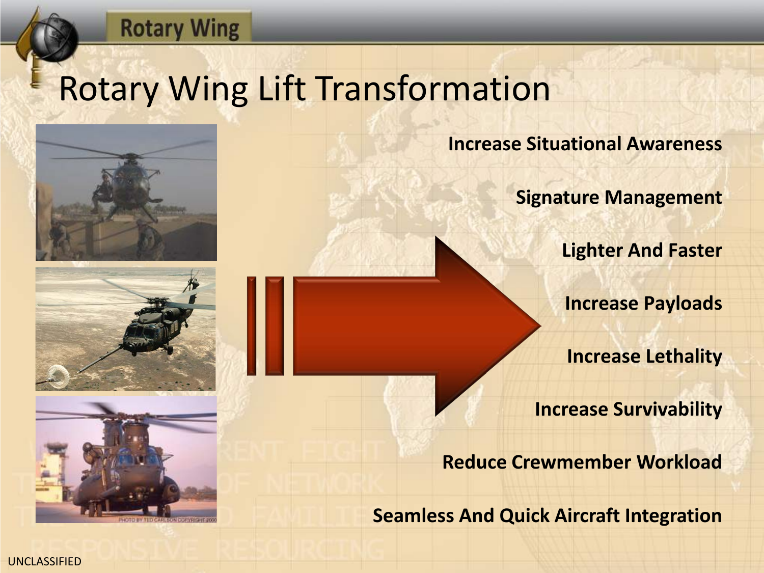# Rotary Wing Lift Transformation

- Increase Situational Awareness
- Signature Management
- Lighter And Faster
- Increase Payloads
- Increase Lethality
- Increase Survivability
- Reduce Crewmember Workload
- Seamless And Quick Aircraft Integration

UNCLASSIFIED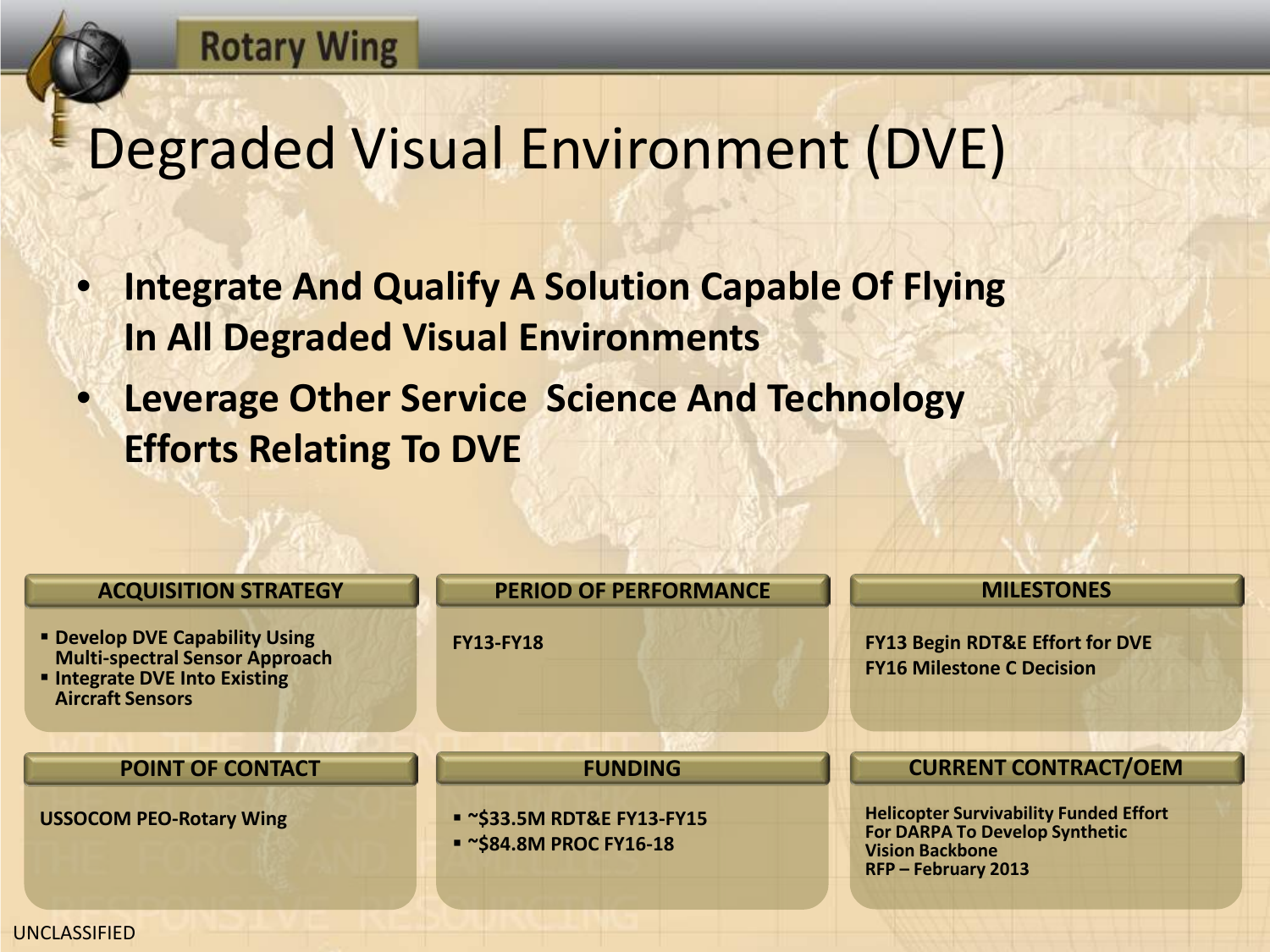Rotary Wing

# Degraded Visual Environment (DVE)

- **Integrate And Qualify A Solution Capable Of Flying In All Degraded Visual Environments**
- **Leverage Other Service Science And Technology Efforts Relating To DVE**

### ACQUISITION STRATEGY

- **Develop DVE Capability Using Multi-spectral Sensor Approach**
- **Integrate DVE Into Existing Aircraft Sensors**

### PERIOD OF PERFORMANCE

**FY13-FY18**

### MILESTONES

**FY13 Begin RDT&E Effort for DVE**

**FY16 Milestone C Decision**

### POINT OF CONTACT

**USSOCOM PEO-Rotary Wing**

### FUNDING

- **~$33.5M RDT&E FY13-FY15**
- **~$84.8M PROC FY16-18**

### CURRENT CONTRACT/OEM

**Helicopter Survivability Funded Effort For DARPA To Develop Synthetic Vision Backbone**

**RFP – February 2013**

UNCLASSIFIED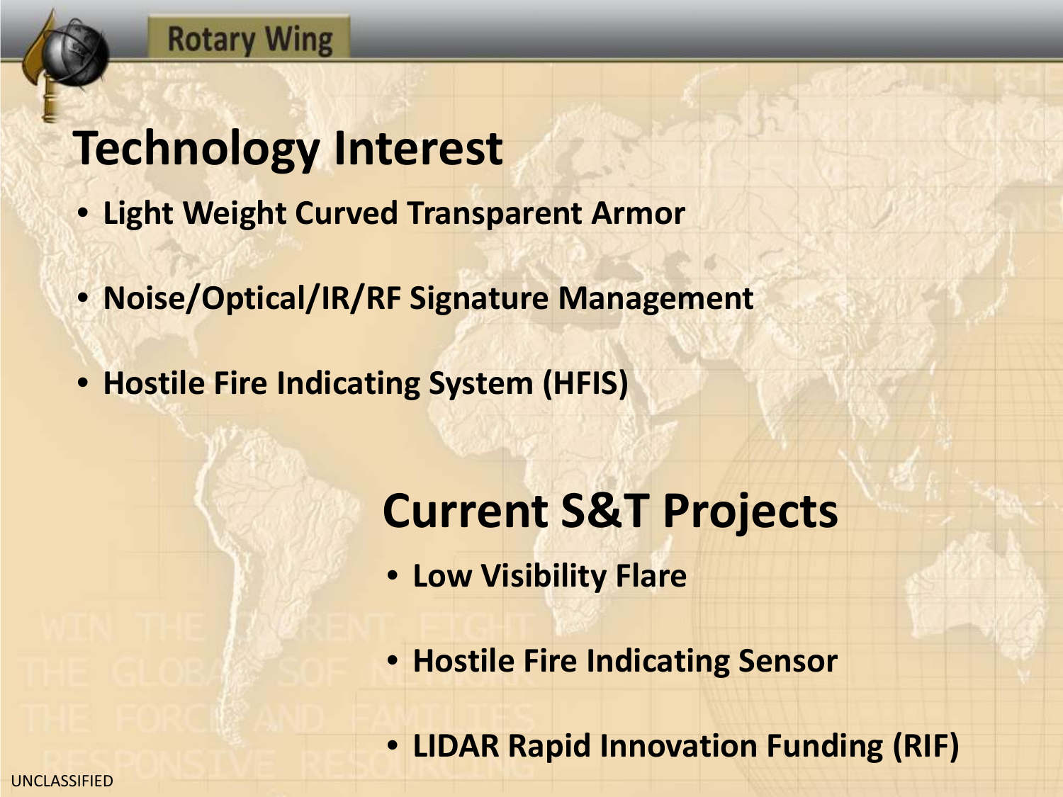Rotary Wing

# Technology Interest

- **Light Weight Curved Transparent Armor**
- **Noise/Optical/IR/RF Signature Management**
- **Hostile Fire Indicating System (HFIS)**

# Current S&T Projects

- **Low Visibility Flare**
- **Hostile Fire Indicating Sensor**
- **LIDAR Rapid Innovation Funding (RIF)**

UNCLASSIFIED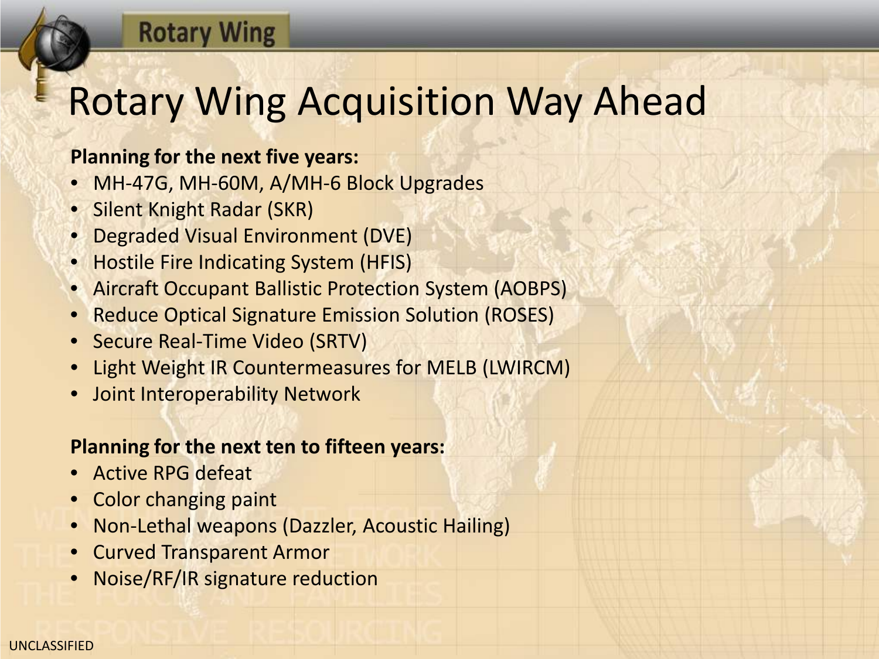# Rotary Wing Acquisition Way Ahead

**Planning for the next five years:**

- MH-47G, MH-60M, A/MH-6 Block Upgrades
- Silent Knight Radar (SKR)
- Degraded Visual Environment (DVE)
- Hostile Fire Indicating System (HFIS)
- Aircraft Occupant Ballistic Protection System (AOBPS)
- Reduce Optical Signature Emission Solution (ROSES)
- Secure Real-Time Video (SRTV)
- Light Weight IR Countermeasures for MELB (LWIRCM)
- Joint Interoperability Network

**Planning for the next ten to fifteen years:**

- Active RPG defeat
- Color changing paint
- Non-Lethal weapons (Dazzler, Acoustic Hailing)
- Curved Transparent Armor
- Noise/RF/IR signature reduction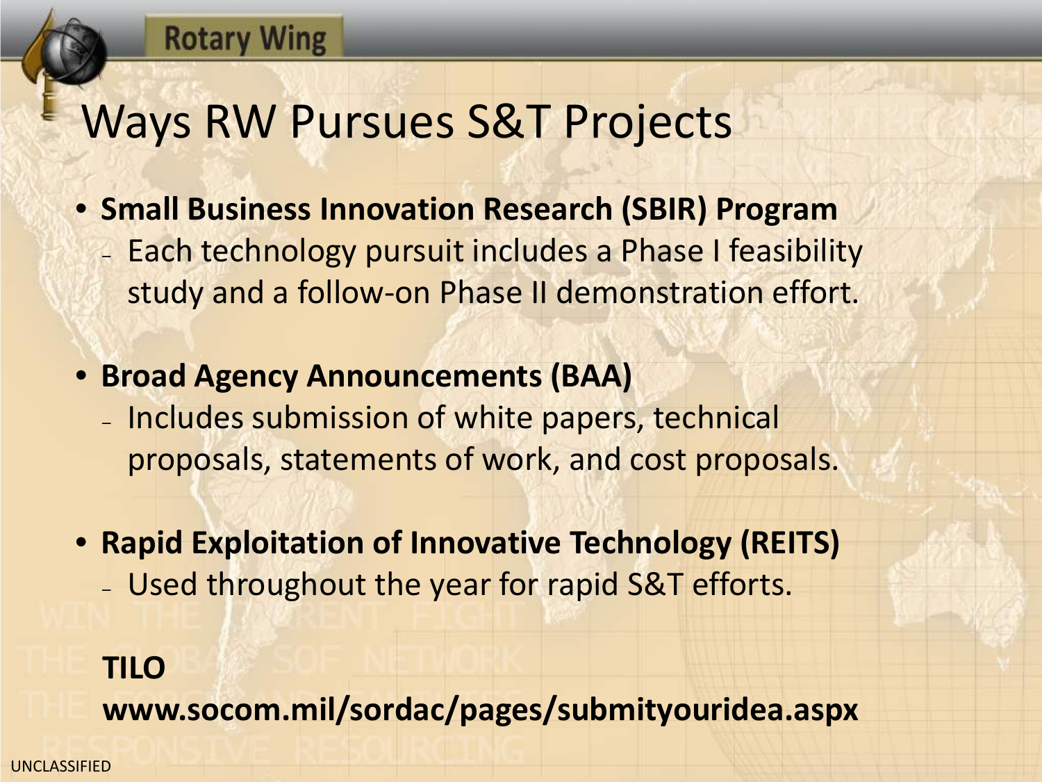# Ways RW Pursues S&T Projects

- **Small Business Innovation Research (SBIR) Program**
  - Each technology pursuit includes a Phase I feasibility study and a follow-on Phase II demonstration effort.

- **Broad Agency Announcements (BAA)**
  - Includes submission of white papers, technical proposals, statements of work, and cost proposals.

- **Rapid Exploitation of Innovative Technology (REITS)**
  - Used throughout the year for rapid S&T efforts.

**TILO**

**www.socom.mil/sordac/pages/submityouridea.aspx**